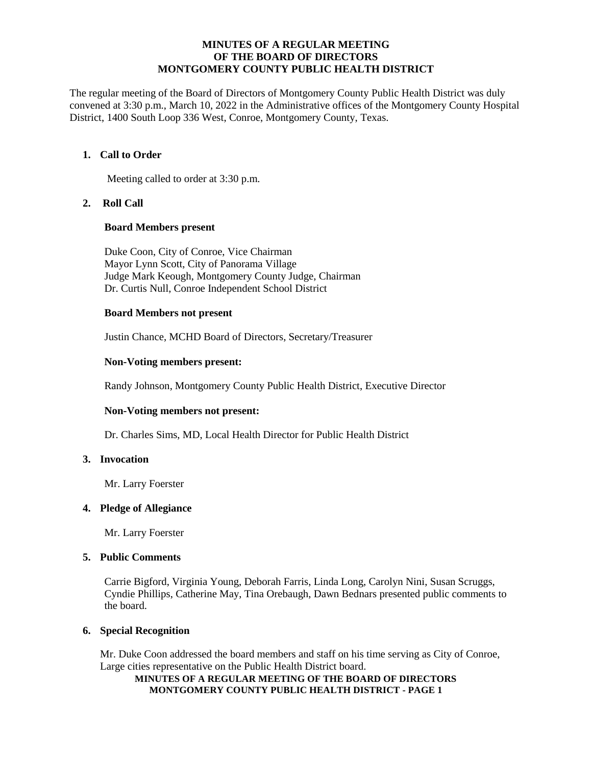# MINUTES OF A REGULAR MEETING OF THE BOARD OF DIRECTORS MONTGOMERY COUNTY PUBLIC HEALTH DISTRICT

The regular meeting of the Board of Directors of Montgomery County Public Health District was duly convened at 3:30 p.m., March 10, 2022 in the Administrative offices of the Montgomery County Hospital District, 1400 South Loop 336 West, Conroe, Montgomery County, Texas.

1. **Call to Order**

   Meeting called to order at 3:30 p.m.

2. **Roll Call**

   **Board Members present**

   Duke Coon, City of Conroe, Vice Chairman
   Mayor Lynn Scott, City of Panorama Village
   Judge Mark Keough, Montgomery County Judge, Chairman
   Dr. Curtis Null, Conroe Independent School District

   **Board Members not present**

   Justin Chance, MCHD Board of Directors, Secretary/Treasurer

   **Non-Voting members present:**

   Randy Johnson, Montgomery County Public Health District, Executive Director

   **Non-Voting members not present:**

   Dr. Charles Sims, MD, Local Health Director for Public Health District

3. **Invocation**

   Mr. Larry Foerster

4. **Pledge of Allegiance**

   Mr. Larry Foerster

5. **Public Comments**

   Carrie Bigford, Virginia Young, Deborah Farris, Linda Long, Carolyn Nini, Susan Scruggs, Cyndie Phillips, Catherine May, Tina Orebaugh, Dawn Bednars presented public comments to the board.

6. **Special Recognition**

   Mr. Duke Coon addressed the board members and staff on his time serving as City of Conroe, Large cities representative on the Public Health District board.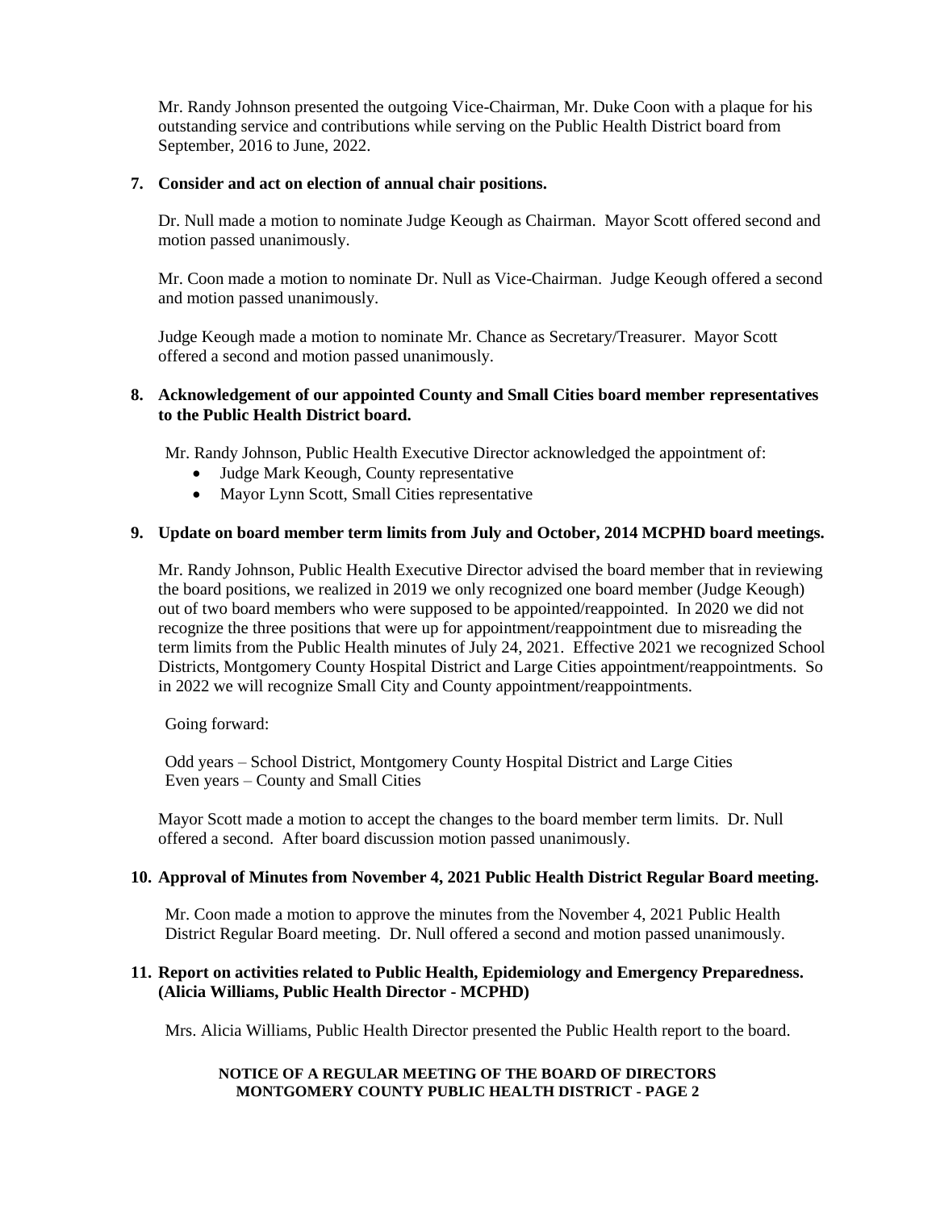Mr. Randy Johnson presented the outgoing Vice-Chairman, Mr. Duke Coon with a plaque for his outstanding service and contributions while serving on the Public Health District board from September, 2016 to June, 2022.

**7. Consider and act on election of annual chair positions.**

Dr. Null made a motion to nominate Judge Keough as Chairman. Mayor Scott offered second and motion passed unanimously.

Mr. Coon made a motion to nominate Dr. Null as Vice-Chairman. Judge Keough offered a second and motion passed unanimously.

Judge Keough made a motion to nominate Mr. Chance as Secretary/Treasurer. Mayor Scott offered a second and motion passed unanimously.

**8. Acknowledgement of our appointed County and Small Cities board member representatives to the Public Health District board.**

Mr. Randy Johnson, Public Health Executive Director acknowledged the appointment of:

- Judge Mark Keough, County representative
- Mayor Lynn Scott, Small Cities representative

**9. Update on board member term limits from July and October, 2014 MCPHD board meetings.**

Mr. Randy Johnson, Public Health Executive Director advised the board member that in reviewing the board positions, we realized in 2019 we only recognized one board member (Judge Keough) out of two board members who were supposed to be appointed/reappointed. In 2020 we did not recognize the three positions that were up for appointment/reappointment due to misreading the term limits from the Public Health minutes of July 24, 2021. Effective 2021 we recognized School Districts, Montgomery County Hospital District and Large Cities appointment/reappointments. So in 2022 we will recognize Small City and County appointment/reappointments.

Going forward:

Odd years – School District, Montgomery County Hospital District and Large Cities
Even years – County and Small Cities

Mayor Scott made a motion to accept the changes to the board member term limits. Dr. Null offered a second. After board discussion motion passed unanimously.

**10. Approval of Minutes from November 4, 2021 Public Health District Regular Board meeting.**

Mr. Coon made a motion to approve the minutes from the November 4, 2021 Public Health District Regular Board meeting. Dr. Null offered a second and motion passed unanimously.

**11. Report on activities related to Public Health, Epidemiology and Emergency Preparedness. (Alicia Williams, Public Health Director - MCPHD)**

Mrs. Alicia Williams, Public Health Director presented the Public Health report to the board.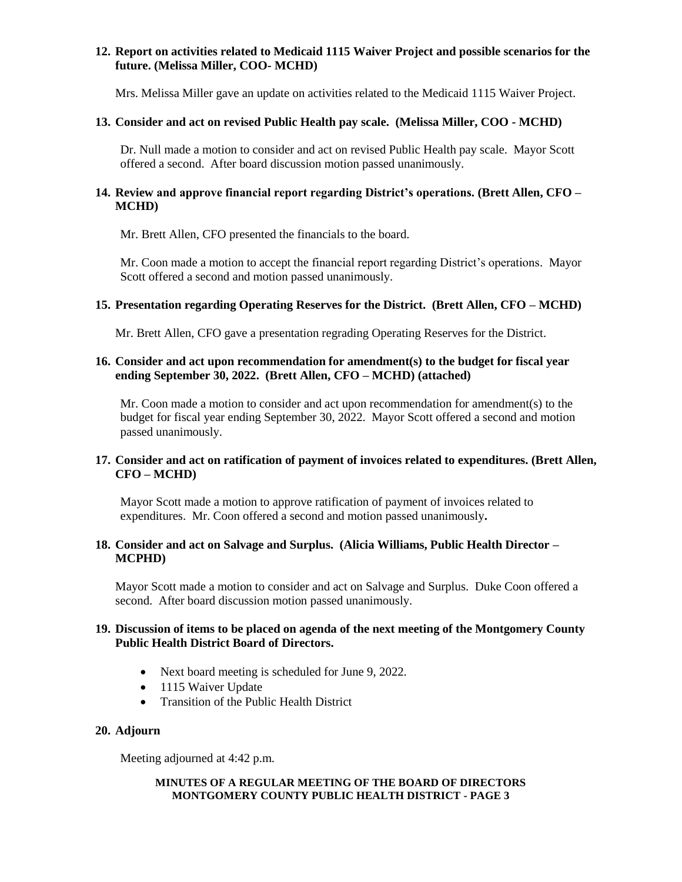**12. Report on activities related to Medicaid 1115 Waiver Project and possible scenarios for the future. (Melissa Miller, COO- MCHD)**

Mrs. Melissa Miller gave an update on activities related to the Medicaid 1115 Waiver Project.

**13. Consider and act on revised Public Health pay scale. (Melissa Miller, COO - MCHD)**

Dr. Null made a motion to consider and act on revised Public Health pay scale. Mayor Scott offered a second. After board discussion motion passed unanimously.

**14. Review and approve financial report regarding District's operations. (Brett Allen, CFO – MCHD)**

Mr. Brett Allen, CFO presented the financials to the board.

Mr. Coon made a motion to accept the financial report regarding District's operations. Mayor Scott offered a second and motion passed unanimously.

**15. Presentation regarding Operating Reserves for the District. (Brett Allen, CFO – MCHD)**

Mr. Brett Allen, CFO gave a presentation regrading Operating Reserves for the District.

**16. Consider and act upon recommendation for amendment(s) to the budget for fiscal year ending September 30, 2022. (Brett Allen, CFO – MCHD) (attached)**

Mr. Coon made a motion to consider and act upon recommendation for amendment(s) to the budget for fiscal year ending September 30, 2022. Mayor Scott offered a second and motion passed unanimously.

**17. Consider and act on ratification of payment of invoices related to expenditures. (Brett Allen, CFO – MCHD)**

Mayor Scott made a motion to approve ratification of payment of invoices related to expenditures. Mr. Coon offered a second and motion passed unanimously**.**

**18. Consider and act on Salvage and Surplus. (Alicia Williams, Public Health Director – MCPHD)**

Mayor Scott made a motion to consider and act on Salvage and Surplus. Duke Coon offered a second. After board discussion motion passed unanimously.

**19. Discussion of items to be placed on agenda of the next meeting of the Montgomery County Public Health District Board of Directors.**

- Next board meeting is scheduled for June 9, 2022.
- 1115 Waiver Update
- Transition of the Public Health District

**20. Adjourn**

Meeting adjourned at 4:42 p.m.